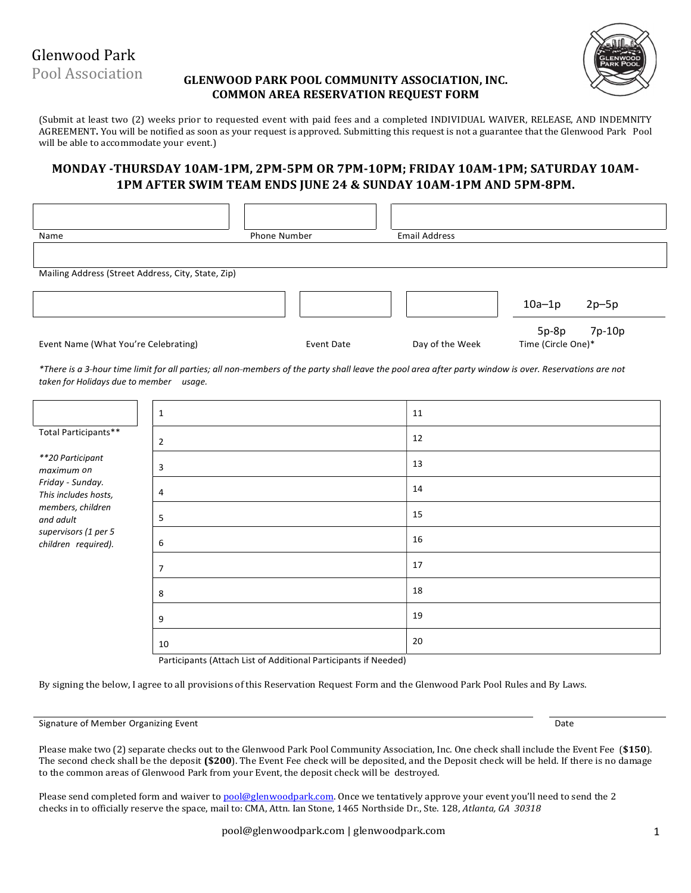Glenwood Park
Pool Association

# GLENWOOD PARK POOL COMMUNITY ASSOCIATION, INC.
## COMMON AREA RESERVATION REQUEST FORM

(Submit at least two (2) weeks prior to requested event with paid fees and a completed INDIVIDUAL WAIVER, RELEASE, AND INDEMNITY AGREEMENT**.** You will be notified as soon as your request is approved. Submitting this request is not a guarantee that the Glenwood Park Pool will be able to accommodate your event.)

**MONDAY -THURSDAY 10AM-1PM, 2PM-5PM OR 7PM-10PM; FRIDAY 10AM-1PM; SATURDAY 10AM-1PM AFTER SWIM TEAM ENDS JUNE 24 & SUNDAY 10AM-1PM AND 5PM-8PM.**

| Name | Phone Number | Email Address |
|---|---|---|
| | | |

| Mailing Address (Street Address, City, State, Zip) |
|---|
| |

| Event Name (What You're Celebrating) | Event Date | Day of the Week | Time (Circle One)* |
|---|---|---|---|
| | | | 10a–1p 2p–5p 5p-8p 7p-10p |

*\*There is a 3-hour time limit for all parties; all non-members of the party shall leave the pool area after party window is over. Reservations are not taken for Holidays due to member usage.*

Total Participants**: ______

*\*\*20 Participant maximum on Friday - Sunday. This includes hosts, members, children and adult supervisors (1 per 5 children required).*

| | |
|---|---|
| 1 | 11 |
| 2 | 12 |
| 3 | 13 |
| 4 | 14 |
| 5 | 15 |
| 6 | 16 |
| 7 | 17 |
| 8 | 18 |
| 9 | 19 |
| 10 | 20 |

Participants (Attach List of Additional Participants if Needed)

By signing the below, I agree to all provisions of this Reservation Request Form and the Glenwood Park Pool Rules and By Laws.

Signature of Member Organizing Event ______________________ Date ______

Please make two (2) separate checks out to the Glenwood Park Pool Community Association, Inc. One check shall include the Event Fee (**$150**). The second check shall be the deposit **($200**). The Event Fee check will be deposited, and the Deposit check will be held. If there is no damage to the common areas of Glenwood Park from your Event, the deposit check will be destroyed.

Please send completed form and waiver to pool@glenwoodpark.com. Once we tentatively approve your event you'll need to send the 2 checks in to officially reserve the space, mail to: CMA, Attn. Ian Stone, 1465 Northside Dr., Ste. 128, *Atlanta, GA 30318*

pool@glenwoodpark.com | glenwoodpark.com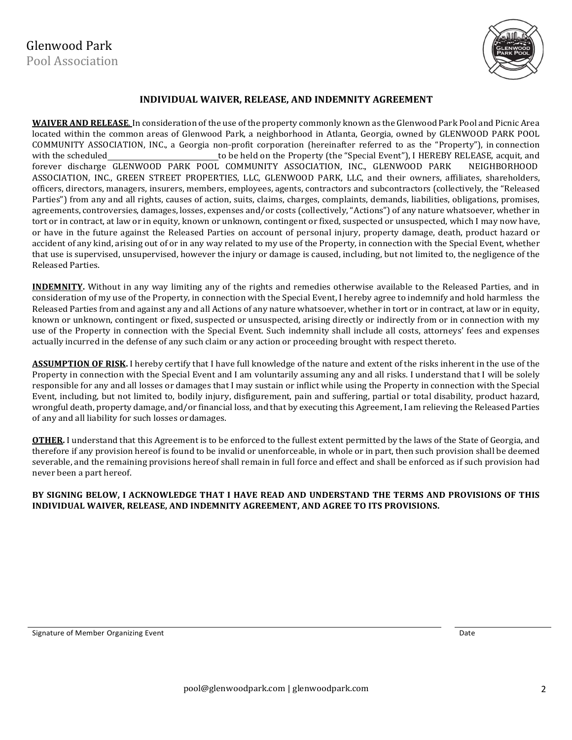Glenwood Park
Pool Association

## INDIVIDUAL WAIVER, RELEASE, AND INDEMNITY AGREEMENT

**WAIVER AND RELEASE**. In consideration of the use of the property commonly known as the Glenwood Park Pool and Picnic Area located within the common areas of Glenwood Park, a neighborhood in Atlanta, Georgia, owned by GLENWOOD PARK POOL COMMUNITY ASSOCIATION, INC., a Georgia non-profit corporation (hereinafter referred to as the "Property"), in connection with the scheduled ______________________________ to be held on the Property (the "Special Event"), I HEREBY RELEASE, acquit, and forever discharge GLENWOOD PARK POOL COMMUNITY ASSOCIATION, INC., GLENWOOD PARK NEIGHBORHOOD ASSOCIATION, INC., GREEN STREET PROPERTIES, LLC, GLENWOOD PARK, LLC, and their owners, affiliates, shareholders, officers, directors, managers, insurers, members, employees, agents, contractors and subcontractors (collectively, the "Released Parties") from any and all rights, causes of action, suits, claims, charges, complaints, demands, liabilities, obligations, promises, agreements, controversies, damages, losses, expenses and/or costs (collectively, "Actions") of any nature whatsoever, whether in tort or in contract, at law or in equity, known or unknown, contingent or fixed, suspected or unsuspected, which I may now have, or have in the future against the Released Parties on account of personal injury, property damage, death, product hazard or accident of any kind, arising out of or in any way related to my use of the Property, in connection with the Special Event, whether that use is supervised, unsupervised, however the injury or damage is caused, including, but not limited to, the negligence of the Released Parties.

**INDEMNITY.** Without in any way limiting any of the rights and remedies otherwise available to the Released Parties, and in consideration of my use of the Property, in connection with the Special Event, I hereby agree to indemnify and hold harmless the Released Parties from and against any and all Actions of any nature whatsoever, whether in tort or in contract, at law or in equity, known or unknown, contingent or fixed, suspected or unsuspected, arising directly or indirectly from or in connection with my use of the Property in connection with the Special Event. Such indemnity shall include all costs, attorneys' fees and expenses actually incurred in the defense of any such claim or any action or proceeding brought with respect thereto.

**ASSUMPTION OF RISK.** I hereby certify that I have full knowledge of the nature and extent of the risks inherent in the use of the Property in connection with the Special Event and I am voluntarily assuming any and all risks. I understand that I will be solely responsible for any and all losses or damages that I may sustain or inflict while using the Property in connection with the Special Event, including, but not limited to, bodily injury, disfigurement, pain and suffering, partial or total disability, product hazard, wrongful death, property damage, and/or financial loss, and that by executing this Agreement, I am relieving the Released Parties of any and all liability for such losses or damages.

**OTHER.** I understand that this Agreement is to be enforced to the fullest extent permitted by the laws of the State of Georgia, and therefore if any provision hereof is found to be invalid or unenforceable, in whole or in part, then such provision shall be deemed severable, and the remaining provisions hereof shall remain in full force and effect and shall be enforced as if such provision had never been a part hereof.

**BY SIGNING BELOW, I ACKNOWLEDGE THAT I HAVE READ AND UNDERSTAND THE TERMS AND PROVISIONS OF THIS INDIVIDUAL WAIVER, RELEASE, AND INDEMNITY AGREEMENT, AND AGREE TO ITS PROVISIONS.**

______________________________________________ ______________________

Signature of Member Organizing Event Date

pool@glenwoodpark.com | glenwoodpark.com